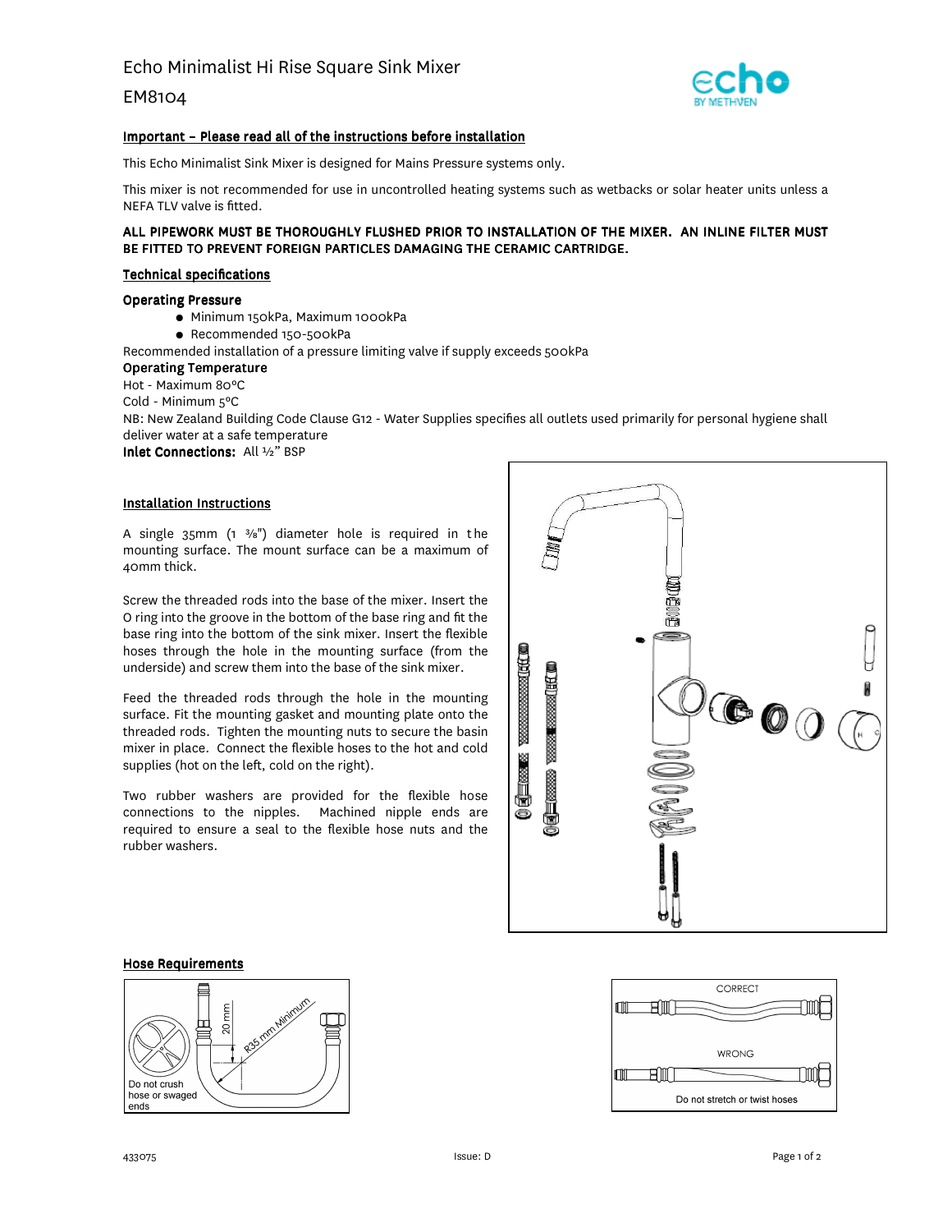# Echo Minimalist Hi Rise Square Sink Mixer

## EM8104

**Important – Please read all of the instructions before installation**

This Echo Minimalist Sink Mixer is designed for Mains Pressure systems only.

This mixer is not recommended for use in uncontrolled heating systems such as wetbacks or solar heater units unless a NEFA TLV valve is fitted.

**ALL PIPEWORK MUST BE THOROUGHLY FLUSHED PRIOR TO INSTALLATION OF THE MIXER. AN INLINE FILTER MUST BE FITTED TO PREVENT FOREIGN PARTICLES DAMAGING THE CERAMIC CARTRIDGE.**

### Technical specifications

**Operating Pressure**

- Minimum 150kPa, Maximum 1000kPa
- Recommended 150-500kPa

Recommended installation of a pressure limiting valve if supply exceeds 500kPa

**Operating Temperature**

Hot - Maximum 80ºC

Cold - Minimum 5ºC

NB: New Zealand Building Code Clause G12 - Water Supplies specifies all outlets used primarily for personal hygiene shall deliver water at a safe temperature

**Inlet Connections:** All ½" BSP

### Installation Instructions

A single 35mm (1 ⅜") diameter hole is required in the mounting surface. The mount surface can be a maximum of 40mm thick.

Screw the threaded rods into the base of the mixer. Insert the O ring into the groove in the bottom of the base ring and fit the base ring into the bottom of the sink mixer. Insert the flexible hoses through the hole in the mounting surface (from the underside) and screw them into the base of the sink mixer.

Feed the threaded rods through the hole in the mounting surface. Fit the mounting gasket and mounting plate onto the threaded rods. Tighten the mounting nuts to secure the basin mixer in place. Connect the flexible hoses to the hot and cold supplies (hot on the left, cold on the right).

Two rubber washers are provided for the flexible hose connections to the nipples. Machined nipple ends are required to ensure a seal to the flexible hose nuts and the rubber washers.

### Hose Requirements

20 mm

R35 mm Minimum

Do not crush hose or swaged ends

CORRECT

WRONG

Do not stretch or twist hoses

433075 Issue: D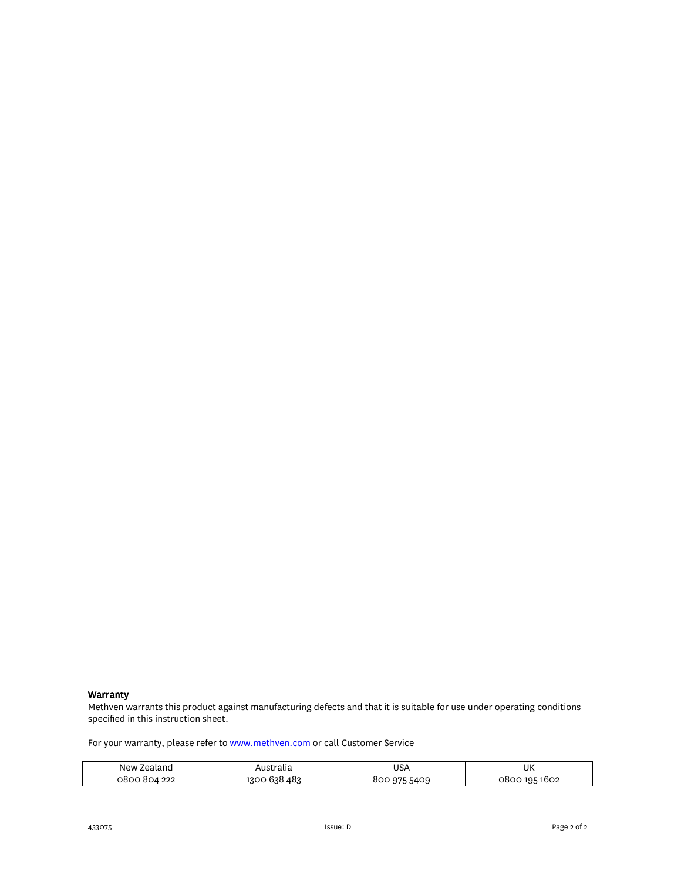**Warranty**

Methven warrants this product against manufacturing defects and that it is suitable for use under operating conditions specified in this instruction sheet.

For your warranty, please refer to www.methven.com or call Customer Service

| | | | |
|---|---|---|---|
| New Zealand<br>0800 804 222 | Australia<br>1300 638 483 | USA<br>800 975 5409 | UK<br>0800 195 1602 |

433075 Issue: D